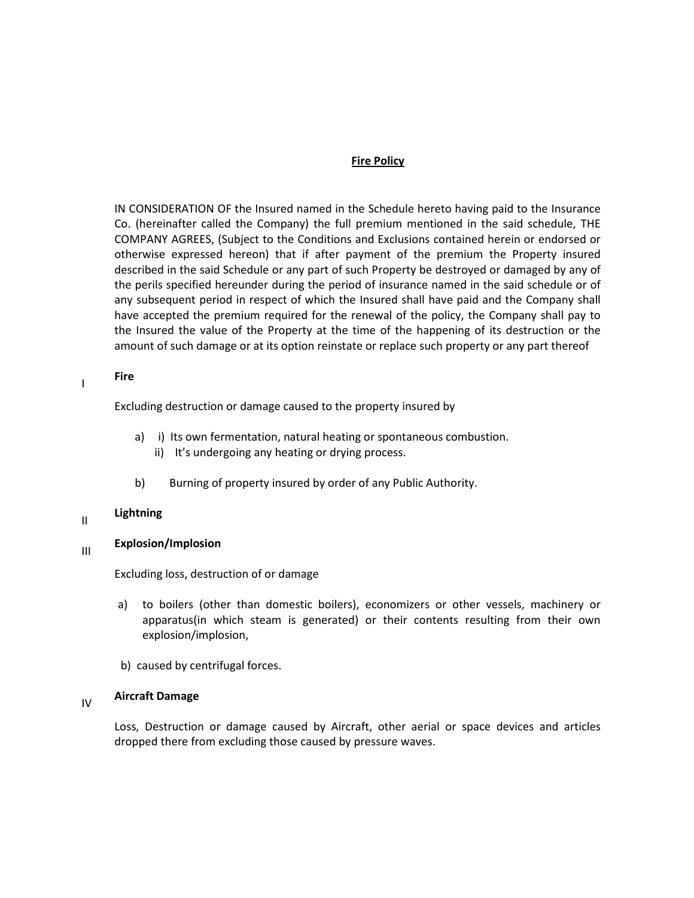# Fire Policy

IN CONSIDERATION OF the Insured named in the Schedule hereto having paid to the Insurance Co. (hereinafter called the Company) the full premium mentioned in the said schedule, THE COMPANY AGREES, (Subject to the Conditions and Exclusions contained herein or endorsed or otherwise expressed hereon) that if after payment of the premium the Property insured described in the said Schedule or any part of such Property be destroyed or damaged by any of the perils specified hereunder during the period of insurance named in the said schedule or of any subsequent period in respect of which the Insured shall have paid and the Company shall have accepted the premium required for the renewal of the policy, the Company shall pay to the Insured the value of the Property at the time of the happening of its destruction or the amount of such damage or at its option reinstate or replace such property or any part thereof

## I Fire

Excluding destruction or damage caused to the property insured by

a) i) Its own fermentation, natural heating or spontaneous combustion.
   ii) It's undergoing any heating or drying process.

b) Burning of property insured by order of any Public Authority.

## II Lightning

## III Explosion/Implosion

Excluding loss, destruction of or damage

a) to boilers (other than domestic boilers), economizers or other vessels, machinery or apparatus(in which steam is generated) or their contents resulting from their own explosion/implosion,

b) caused by centrifugal forces.

## IV Aircraft Damage

Loss, Destruction or damage caused by Aircraft, other aerial or space devices and articles dropped there from excluding those caused by pressure waves.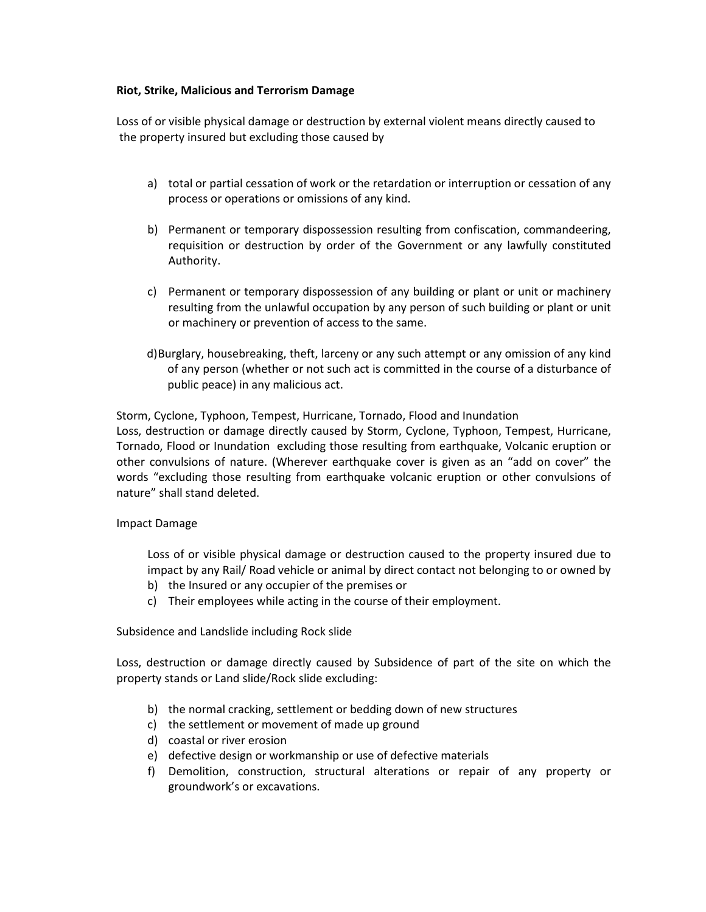**Riot, Strike, Malicious and Terrorism Damage**

Loss of or visible physical damage or destruction by external violent means directly caused to the property insured but excluding those caused by

a) total or partial cessation of work or the retardation or interruption or cessation of any process or operations or omissions of any kind.

b) Permanent or temporary dispossession resulting from confiscation, commandeering, requisition or destruction by order of the Government or any lawfully constituted Authority.

c) Permanent or temporary dispossession of any building or plant or unit or machinery resulting from the unlawful occupation by any person of such building or plant or unit or machinery or prevention of access to the same.

d) Burglary, housebreaking, theft, larceny or any such attempt or any omission of any kind of any person (whether or not such act is committed in the course of a disturbance of public peace) in any malicious act.

Storm, Cyclone, Typhoon, Tempest, Hurricane, Tornado, Flood and Inundation

Loss, destruction or damage directly caused by Storm, Cyclone, Typhoon, Tempest, Hurricane, Tornado, Flood or Inundation excluding those resulting from earthquake, Volcanic eruption or other convulsions of nature. (Wherever earthquake cover is given as an "add on cover" the words "excluding those resulting from earthquake volcanic eruption or other convulsions of nature" shall stand deleted.

Impact Damage

Loss of or visible physical damage or destruction caused to the property insured due to impact by any Rail/ Road vehicle or animal by direct contact not belonging to or owned by

b) the Insured or any occupier of the premises or
c) Their employees while acting in the course of their employment.

Subsidence and Landslide including Rock slide

Loss, destruction or damage directly caused by Subsidence of part of the site on which the property stands or Land slide/Rock slide excluding:

b) the normal cracking, settlement or bedding down of new structures
c) the settlement or movement of made up ground
d) coastal or river erosion
e) defective design or workmanship or use of defective materials
f) Demolition, construction, structural alterations or repair of any property or groundwork's or excavations.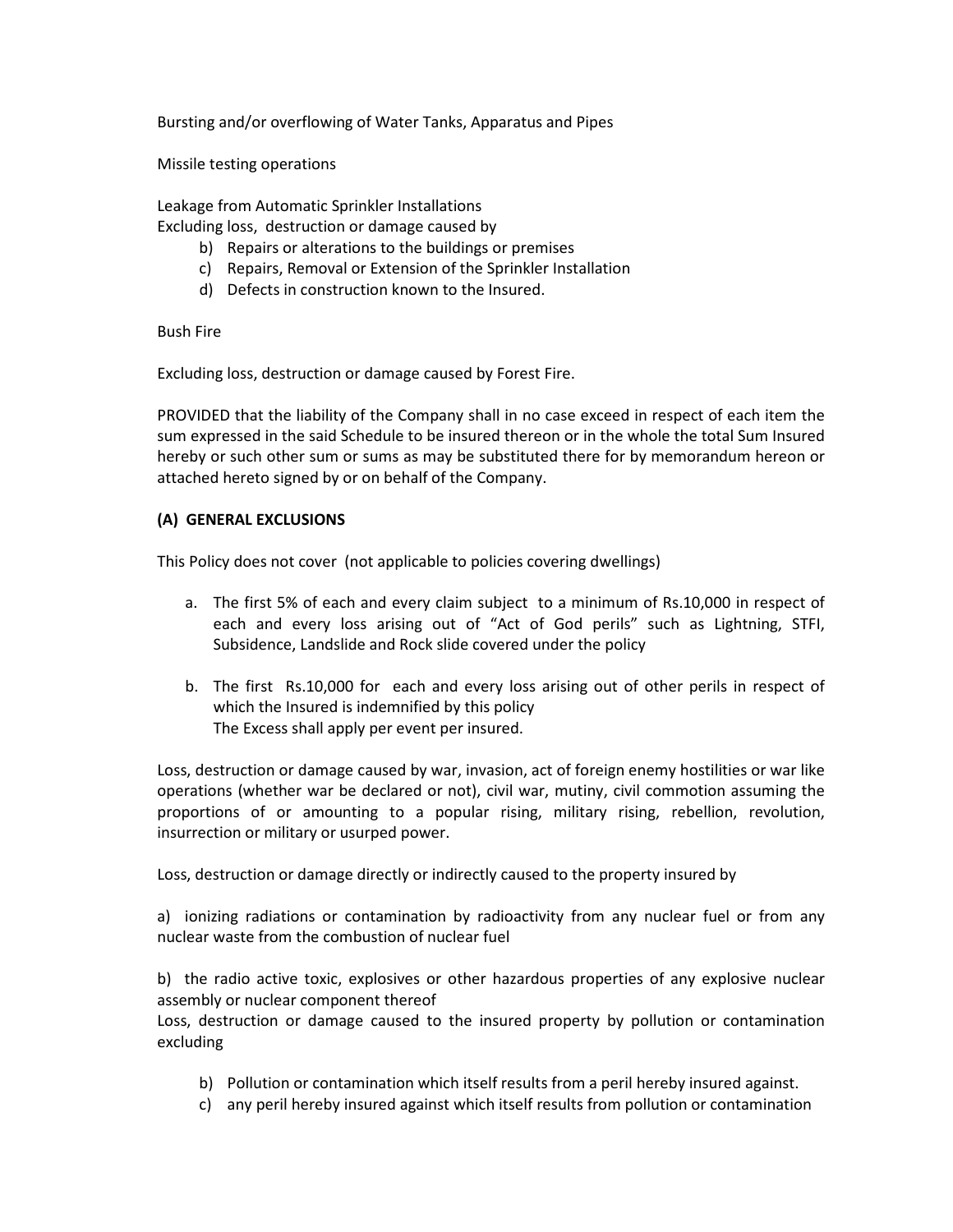Bursting and/or overflowing of Water Tanks, Apparatus and Pipes

Missile testing operations

Leakage from Automatic Sprinkler Installations
Excluding loss, destruction or damage caused by

b) Repairs or alterations to the buildings or premises
c) Repairs, Removal or Extension of the Sprinkler Installation
d) Defects in construction known to the Insured.

Bush Fire

Excluding loss, destruction or damage caused by Forest Fire.

PROVIDED that the liability of the Company shall in no case exceed in respect of each item the sum expressed in the said Schedule to be insured thereon or in the whole the total Sum Insured hereby or such other sum or sums as may be substituted there for by memorandum hereon or attached hereto signed by or on behalf of the Company.

**(A) GENERAL EXCLUSIONS**

This Policy does not cover (not applicable to policies covering dwellings)

a. The first 5% of each and every claim subject to a minimum of Rs.10,000 in respect of each and every loss arising out of "Act of God perils" such as Lightning, STFI, Subsidence, Landslide and Rock slide covered under the policy

b. The first Rs.10,000 for each and every loss arising out of other perils in respect of which the Insured is indemnified by this policy
The Excess shall apply per event per insured.

Loss, destruction or damage caused by war, invasion, act of foreign enemy hostilities or war like operations (whether war be declared or not), civil war, mutiny, civil commotion assuming the proportions of or amounting to a popular rising, military rising, rebellion, revolution, insurrection or military or usurped power.

Loss, destruction or damage directly or indirectly caused to the property insured by

a) ionizing radiations or contamination by radioactivity from any nuclear fuel or from any nuclear waste from the combustion of nuclear fuel

b) the radio active toxic, explosives or other hazardous properties of any explosive nuclear assembly or nuclear component thereof
Loss, destruction or damage caused to the insured property by pollution or contamination excluding

b) Pollution or contamination which itself results from a peril hereby insured against.
c) any peril hereby insured against which itself results from pollution or contamination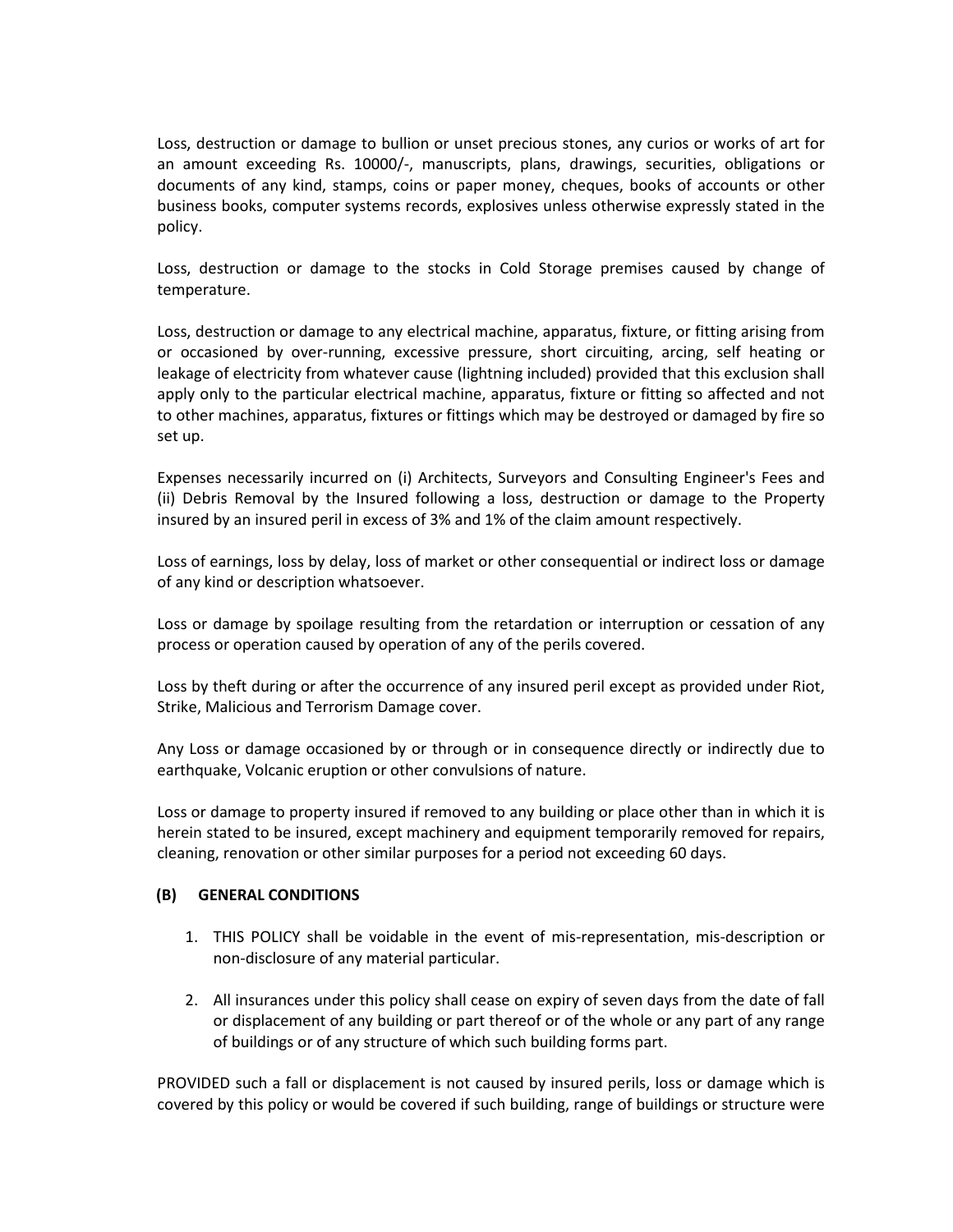Loss, destruction or damage to bullion or unset precious stones, any curios or works of art for an amount exceeding Rs. 10000/-, manuscripts, plans, drawings, securities, obligations or documents of any kind, stamps, coins or paper money, cheques, books of accounts or other business books, computer systems records, explosives unless otherwise expressly stated in the policy.

Loss, destruction or damage to the stocks in Cold Storage premises caused by change of temperature.

Loss, destruction or damage to any electrical machine, apparatus, fixture, or fitting arising from or occasioned by over-running, excessive pressure, short circuiting, arcing, self heating or leakage of electricity from whatever cause (lightning included) provided that this exclusion shall apply only to the particular electrical machine, apparatus, fixture or fitting so affected and not to other machines, apparatus, fixtures or fittings which may be destroyed or damaged by fire so set up.

Expenses necessarily incurred on (i) Architects, Surveyors and Consulting Engineer's Fees and (ii) Debris Removal by the Insured following a loss, destruction or damage to the Property insured by an insured peril in excess of 3% and 1% of the claim amount respectively.

Loss of earnings, loss by delay, loss of market or other consequential or indirect loss or damage of any kind or description whatsoever.

Loss or damage by spoilage resulting from the retardation or interruption or cessation of any process or operation caused by operation of any of the perils covered.

Loss by theft during or after the occurrence of any insured peril except as provided under Riot, Strike, Malicious and Terrorism Damage cover.

Any Loss or damage occasioned by or through or in consequence directly or indirectly due to earthquake, Volcanic eruption or other convulsions of nature.

Loss or damage to property insured if removed to any building or place other than in which it is herein stated to be insured, except machinery and equipment temporarily removed for repairs, cleaning, renovation or other similar purposes for a period not exceeding 60 days.

## (B) GENERAL CONDITIONS

1. THIS POLICY shall be voidable in the event of mis-representation, mis-description or non-disclosure of any material particular.
2. All insurances under this policy shall cease on expiry of seven days from the date of fall or displacement of any building or part thereof or of the whole or any part of any range of buildings or of any structure of which such building forms part.

PROVIDED such a fall or displacement is not caused by insured perils, loss or damage which is covered by this policy or would be covered if such building, range of buildings or structure were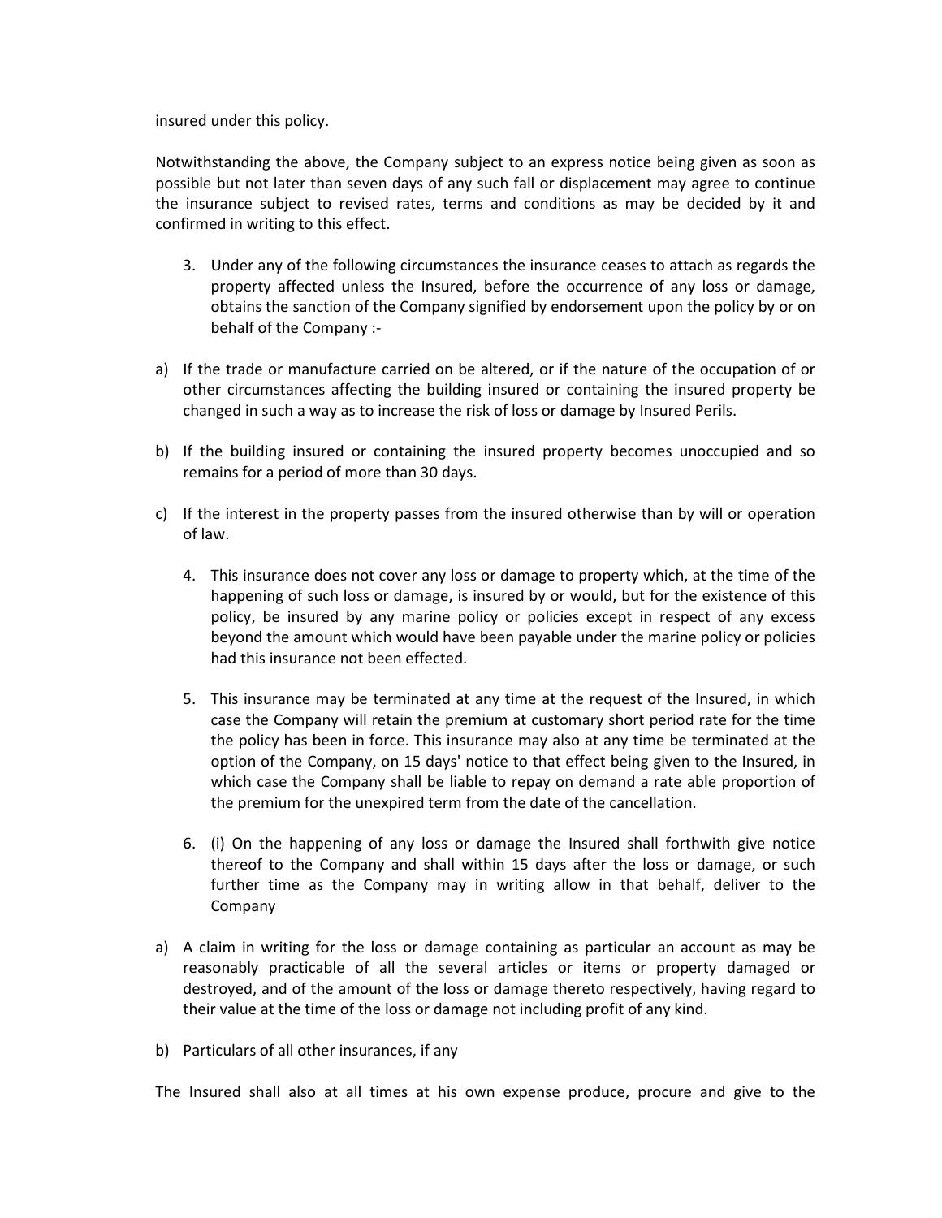insured under this policy.

Notwithstanding the above, the Company subject to an express notice being given as soon as possible but not later than seven days of any such fall or displacement may agree to continue the insurance subject to revised rates, terms and conditions as may be decided by it and confirmed in writing to this effect.

3. Under any of the following circumstances the insurance ceases to attach as regards the property affected unless the Insured, before the occurrence of any loss or damage, obtains the sanction of the Company signified by endorsement upon the policy by or on behalf of the Company :-

a) If the trade or manufacture carried on be altered, or if the nature of the occupation of or other circumstances affecting the building insured or containing the insured property be changed in such a way as to increase the risk of loss or damage by Insured Perils.

b) If the building insured or containing the insured property becomes unoccupied and so remains for a period of more than 30 days.

c) If the interest in the property passes from the insured otherwise than by will or operation of law.

4. This insurance does not cover any loss or damage to property which, at the time of the happening of such loss or damage, is insured by or would, but for the existence of this policy, be insured by any marine policy or policies except in respect of any excess beyond the amount which would have been payable under the marine policy or policies had this insurance not been effected.

5. This insurance may be terminated at any time at the request of the Insured, in which case the Company will retain the premium at customary short period rate for the time the policy has been in force. This insurance may also at any time be terminated at the option of the Company, on 15 days' notice to that effect being given to the Insured, in which case the Company shall be liable to repay on demand a rate able proportion of the premium for the unexpired term from the date of the cancellation.

6. (i) On the happening of any loss or damage the Insured shall forthwith give notice thereof to the Company and shall within 15 days after the loss or damage, or such further time as the Company may in writing allow in that behalf, deliver to the Company

a) A claim in writing for the loss or damage containing as particular an account as may be reasonably practicable of all the several articles or items or property damaged or destroyed, and of the amount of the loss or damage thereto respectively, having regard to their value at the time of the loss or damage not including profit of any kind.

b) Particulars of all other insurances, if any

The Insured shall also at all times at his own expense produce, procure and give to the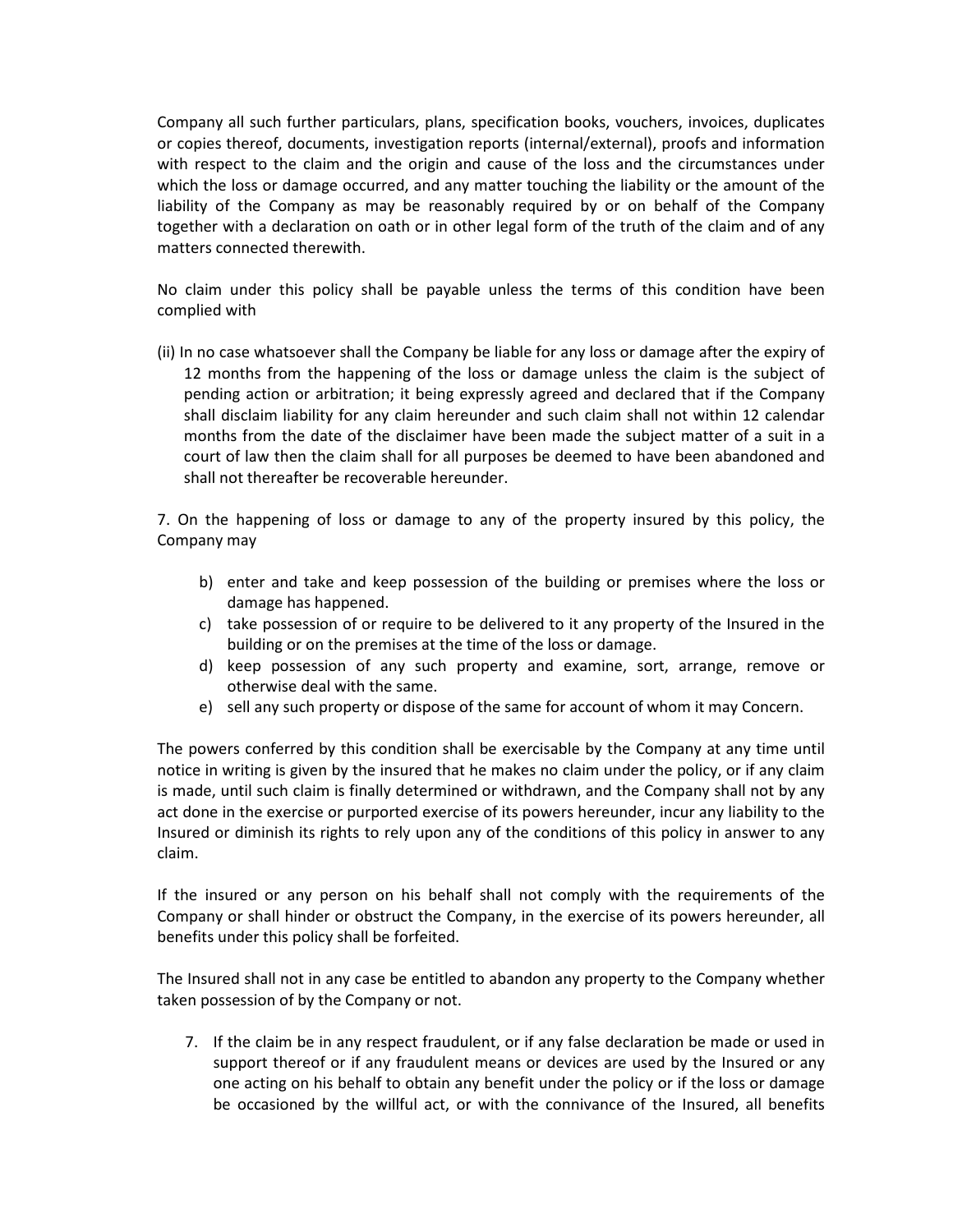Company all such further particulars, plans, specification books, vouchers, invoices, duplicates or copies thereof, documents, investigation reports (internal/external), proofs and information with respect to the claim and the origin and cause of the loss and the circumstances under which the loss or damage occurred, and any matter touching the liability or the amount of the liability of the Company as may be reasonably required by or on behalf of the Company together with a declaration on oath or in other legal form of the truth of the claim and of any matters connected therewith.

No claim under this policy shall be payable unless the terms of this condition have been complied with

(ii) In no case whatsoever shall the Company be liable for any loss or damage after the expiry of 12 months from the happening of the loss or damage unless the claim is the subject of pending action or arbitration; it being expressly agreed and declared that if the Company shall disclaim liability for any claim hereunder and such claim shall not within 12 calendar months from the date of the disclaimer have been made the subject matter of a suit in a court of law then the claim shall for all purposes be deemed to have been abandoned and shall not thereafter be recoverable hereunder.

7. On the happening of loss or damage to any of the property insured by this policy, the Company may

b) enter and take and keep possession of the building or premises where the loss or damage has happened.
c) take possession of or require to be delivered to it any property of the Insured in the building or on the premises at the time of the loss or damage.
d) keep possession of any such property and examine, sort, arrange, remove or otherwise deal with the same.
e) sell any such property or dispose of the same for account of whom it may Concern.

The powers conferred by this condition shall be exercisable by the Company at any time until notice in writing is given by the insured that he makes no claim under the policy, or if any claim is made, until such claim is finally determined or withdrawn, and the Company shall not by any act done in the exercise or purported exercise of its powers hereunder, incur any liability to the Insured or diminish its rights to rely upon any of the conditions of this policy in answer to any claim.

If the insured or any person on his behalf shall not comply with the requirements of the Company or shall hinder or obstruct the Company, in the exercise of its powers hereunder, all benefits under this policy shall be forfeited.

The Insured shall not in any case be entitled to abandon any property to the Company whether taken possession of by the Company or not.

7. If the claim be in any respect fraudulent, or if any false declaration be made or used in support thereof or if any fraudulent means or devices are used by the Insured or any one acting on his behalf to obtain any benefit under the policy or if the loss or damage be occasioned by the willful act, or with the connivance of the Insured, all benefits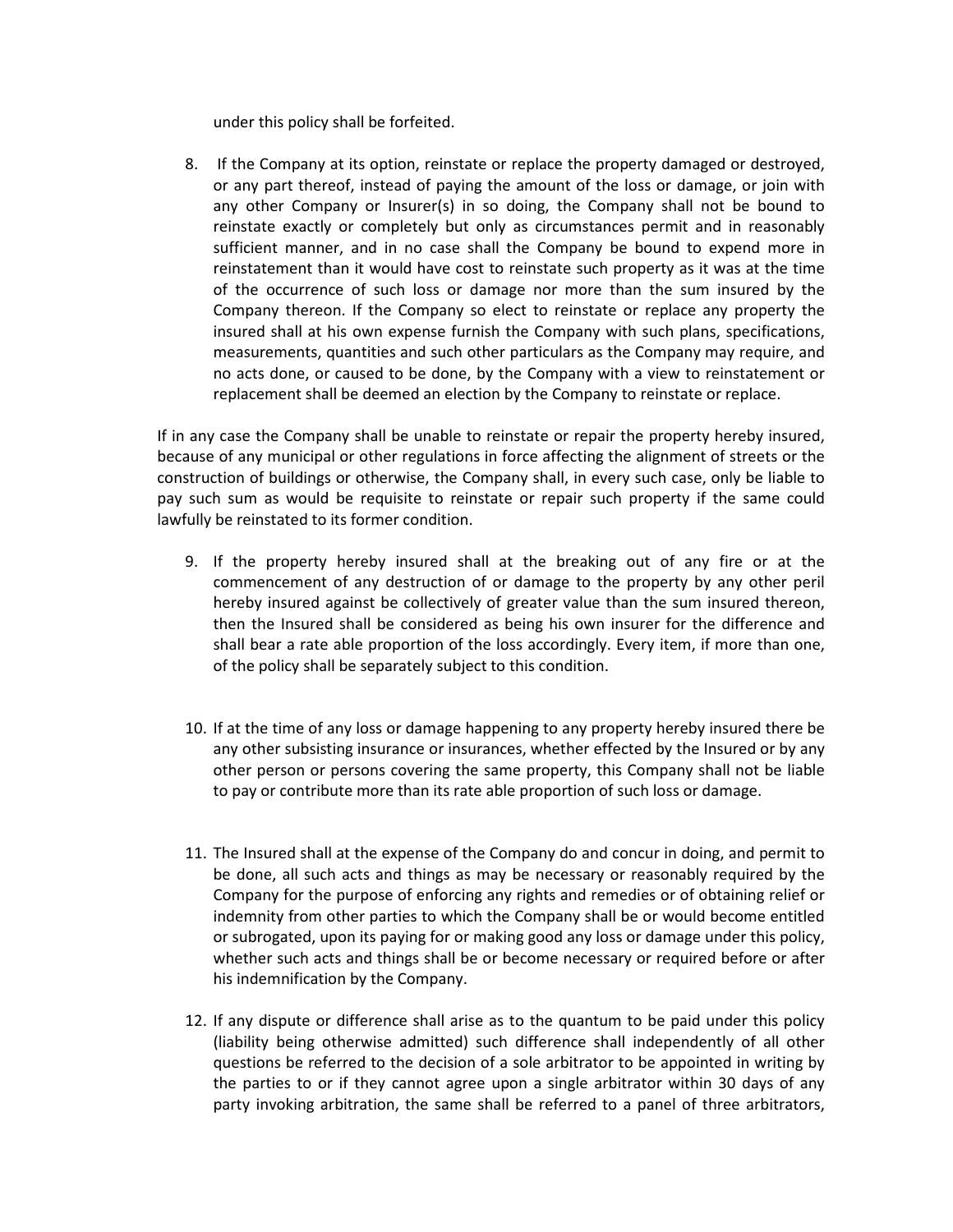under this policy shall be forfeited.

8. If the Company at its option, reinstate or replace the property damaged or destroyed, or any part thereof, instead of paying the amount of the loss or damage, or join with any other Company or Insurer(s) in so doing, the Company shall not be bound to reinstate exactly or completely but only as circumstances permit and in reasonably sufficient manner, and in no case shall the Company be bound to expend more in reinstatement than it would have cost to reinstate such property as it was at the time of the occurrence of such loss or damage nor more than the sum insured by the Company thereon. If the Company so elect to reinstate or replace any property the insured shall at his own expense furnish the Company with such plans, specifications, measurements, quantities and such other particulars as the Company may require, and no acts done, or caused to be done, by the Company with a view to reinstatement or replacement shall be deemed an election by the Company to reinstate or replace.

If in any case the Company shall be unable to reinstate or repair the property hereby insured, because of any municipal or other regulations in force affecting the alignment of streets or the construction of buildings or otherwise, the Company shall, in every such case, only be liable to pay such sum as would be requisite to reinstate or repair such property if the same could lawfully be reinstated to its former condition.

9. If the property hereby insured shall at the breaking out of any fire or at the commencement of any destruction of or damage to the property by any other peril hereby insured against be collectively of greater value than the sum insured thereon, then the Insured shall be considered as being his own insurer for the difference and shall bear a rate able proportion of the loss accordingly. Every item, if more than one, of the policy shall be separately subject to this condition.

10. If at the time of any loss or damage happening to any property hereby insured there be any other subsisting insurance or insurances, whether effected by the Insured or by any other person or persons covering the same property, this Company shall not be liable to pay or contribute more than its rate able proportion of such loss or damage.

11. The Insured shall at the expense of the Company do and concur in doing, and permit to be done, all such acts and things as may be necessary or reasonably required by the Company for the purpose of enforcing any rights and remedies or of obtaining relief or indemnity from other parties to which the Company shall be or would become entitled or subrogated, upon its paying for or making good any loss or damage under this policy, whether such acts and things shall be or become necessary or required before or after his indemnification by the Company.

12. If any dispute or difference shall arise as to the quantum to be paid under this policy (liability being otherwise admitted) such difference shall independently of all other questions be referred to the decision of a sole arbitrator to be appointed in writing by the parties to or if they cannot agree upon a single arbitrator within 30 days of any party invoking arbitration, the same shall be referred to a panel of three arbitrators,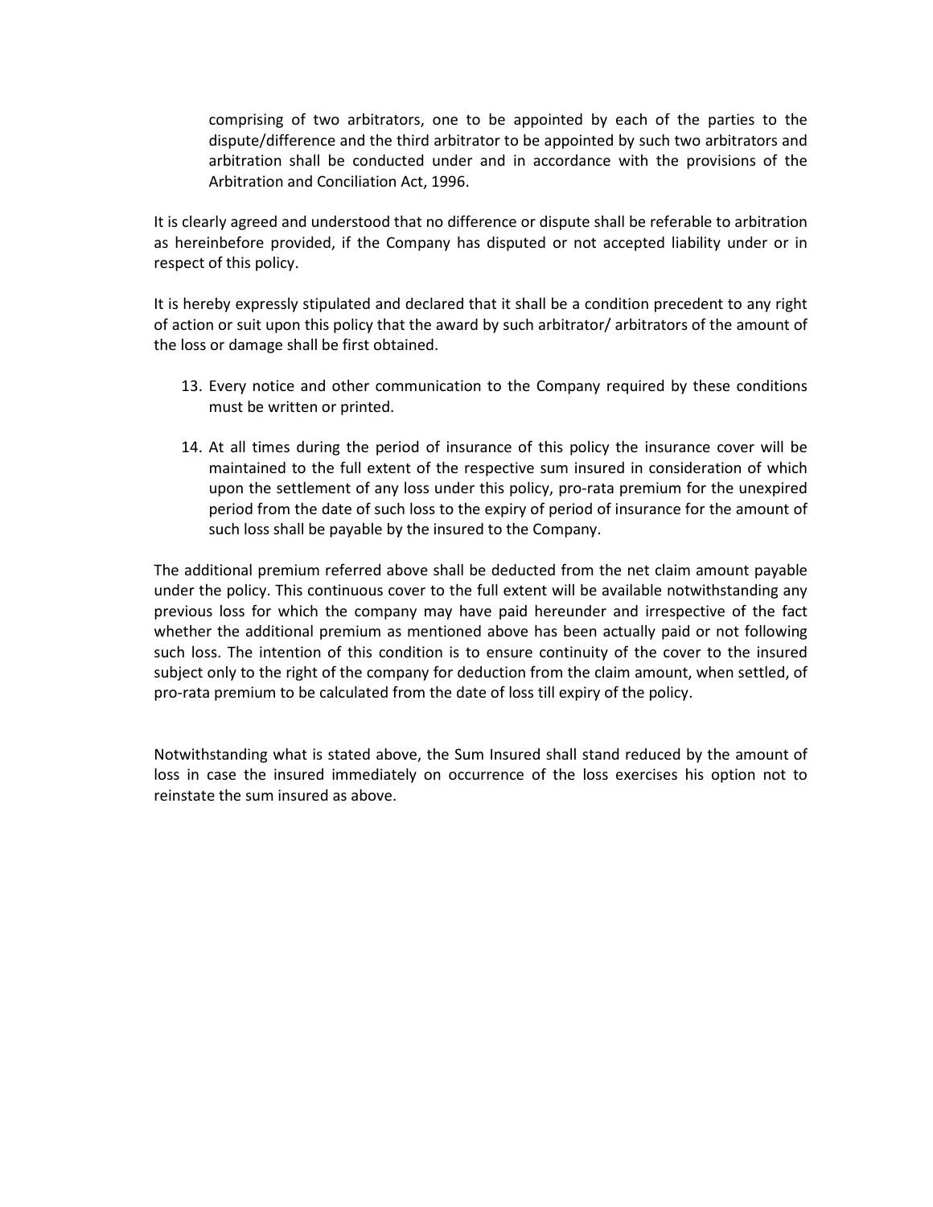comprising of two arbitrators, one to be appointed by each of the parties to the dispute/difference and the third arbitrator to be appointed by such two arbitrators and arbitration shall be conducted under and in accordance with the provisions of the Arbitration and Conciliation Act, 1996.

It is clearly agreed and understood that no difference or dispute shall be referable to arbitration as hereinbefore provided, if the Company has disputed or not accepted liability under or in respect of this policy.

It is hereby expressly stipulated and declared that it shall be a condition precedent to any right of action or suit upon this policy that the award by such arbitrator/ arbitrators of the amount of the loss or damage shall be first obtained.

13. Every notice and other communication to the Company required by these conditions must be written or printed.

14. At all times during the period of insurance of this policy the insurance cover will be maintained to the full extent of the respective sum insured in consideration of which upon the settlement of any loss under this policy, pro-rata premium for the unexpired period from the date of such loss to the expiry of period of insurance for the amount of such loss shall be payable by the insured to the Company.

The additional premium referred above shall be deducted from the net claim amount payable under the policy. This continuous cover to the full extent will be available notwithstanding any previous loss for which the company may have paid hereunder and irrespective of the fact whether the additional premium as mentioned above has been actually paid or not following such loss. The intention of this condition is to ensure continuity of the cover to the insured subject only to the right of the company for deduction from the claim amount, when settled, of pro-rata premium to be calculated from the date of loss till expiry of the policy.

Notwithstanding what is stated above, the Sum Insured shall stand reduced by the amount of loss in case the insured immediately on occurrence of the loss exercises his option not to reinstate the sum insured as above.